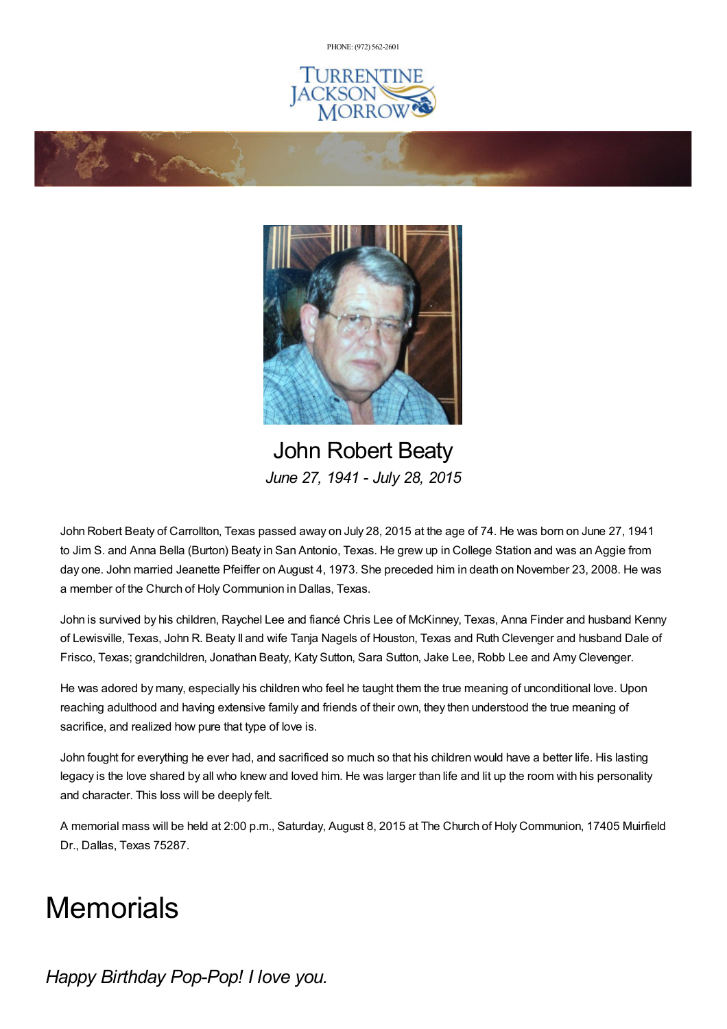PHONE: (972) 562-2601

# John Robert Beaty

*June 27, 1941 - July 28, 2015*

John Robert Beaty of Carrollton, Texas passed away on July 28, 2015 at the age of 74. He was born on June 27, 1941 to Jim S. and Anna Bella (Burton) Beaty in San Antonio, Texas. He grew up in College Station and was an Aggie from day one. John married Jeanette Pfeiffer on August 4, 1973. She preceded him in death on November 23, 2008. He was a member of the Church of Holy Communion in Dallas, Texas.

John is survived by his children, Raychel Lee and fiancé Chris Lee of McKinney, Texas, Anna Finder and husband Kenny of Lewisville, Texas, John R. Beaty II and wife Tanja Nagels of Houston, Texas and Ruth Clevenger and husband Dale of Frisco, Texas; grandchildren, Jonathan Beaty, Katy Sutton, Sara Sutton, Jake Lee, Robb Lee and Amy Clevenger.

He was adored by many, especially his children who feel he taught them the true meaning of unconditional love. Upon reaching adulthood and having extensive family and friends of their own, they then understood the true meaning of sacrifice, and realized how pure that type of love is.

John fought for everything he ever had, and sacrificed so much so that his children would have a better life. His lasting legacy is the love shared by all who knew and loved him. He was larger than life and lit up the room with his personality and character. This loss will be deeply felt.

A memorial mass will be held at 2:00 p.m., Saturday, August 8, 2015 at The Church of Holy Communion, 17405 Muirfield Dr., Dallas, Texas 75287.

# Memorials

*Happy Birthday Pop-Pop! I love you.*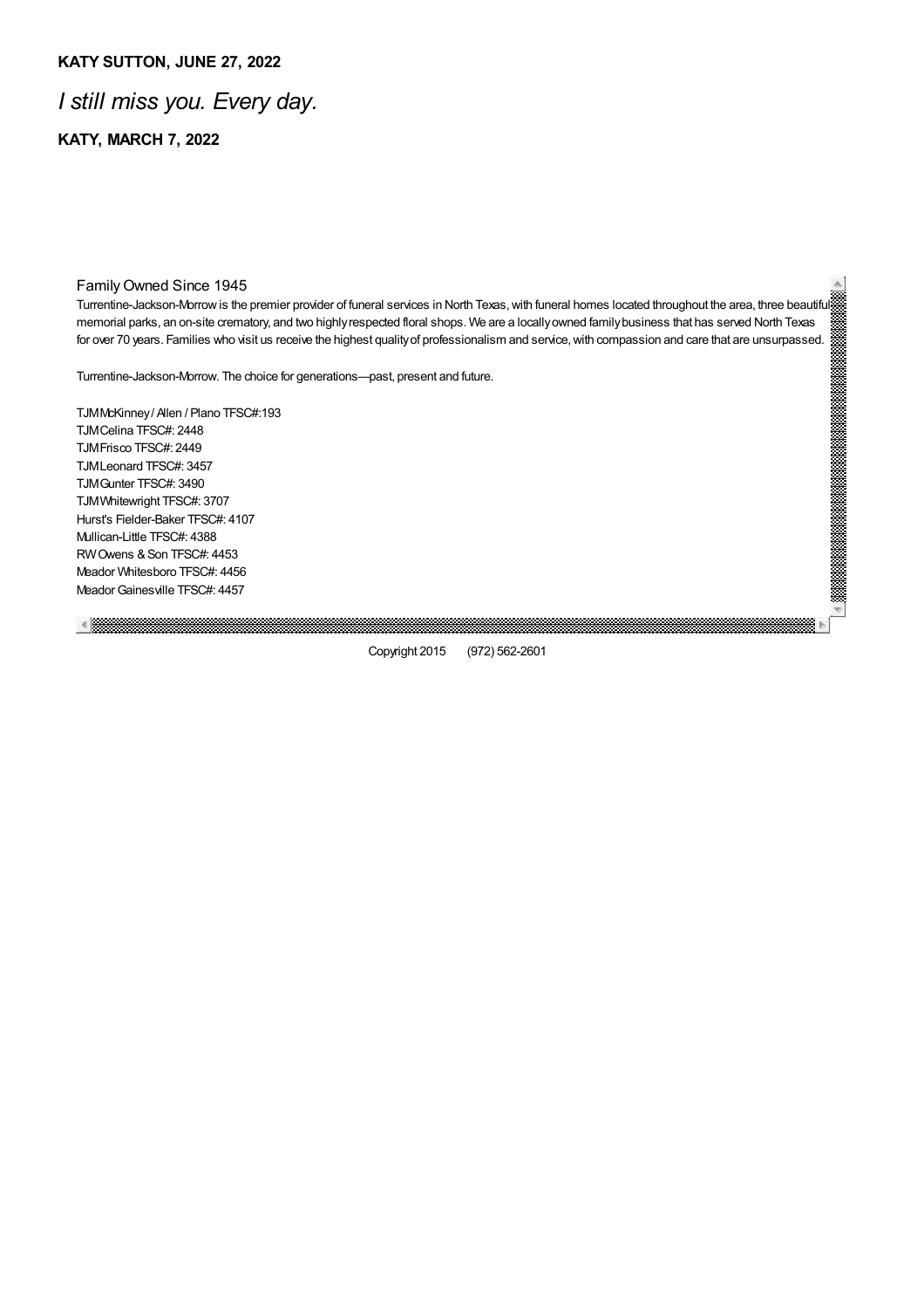**KATY SUTTON, JUNE 27, 2022**

*I still miss you. Every day.*

**KATY, MARCH 7, 2022**

Family Owned Since 1945

Turrentine-Jackson-Morrow is the premier provider of funeral services in North Texas, with funeral homes located throughout the area, three beautiful memorial parks, an on-site crematory, and two highly respected floral shops. We are a locally owned family business that has served North Texas for over 70 years. Families who visit us receive the highest quality of professionalism and service, with compassion and care that are unsurpassed.

Turrentine-Jackson-Morrow. The choice for generations—past, present and future.

TJM McKinney / Allen / Plano TFSC#:193
TJM Celina TFSC#: 2448
TJM Frisco TFSC#: 2449
TJM Leonard TFSC#: 3457
TJM Gunter TFSC#: 3490
TJM Whitewright TFSC#: 3707
Hurst's Fielder-Baker TFSC#: 4107
Mullican-Little TFSC#: 4388
RW Owens & Son TFSC#: 4453
Meador Whitesboro TFSC#: 4456
Meador Gainesville TFSC#: 4457

Copyright 2015 (972) 562-2601